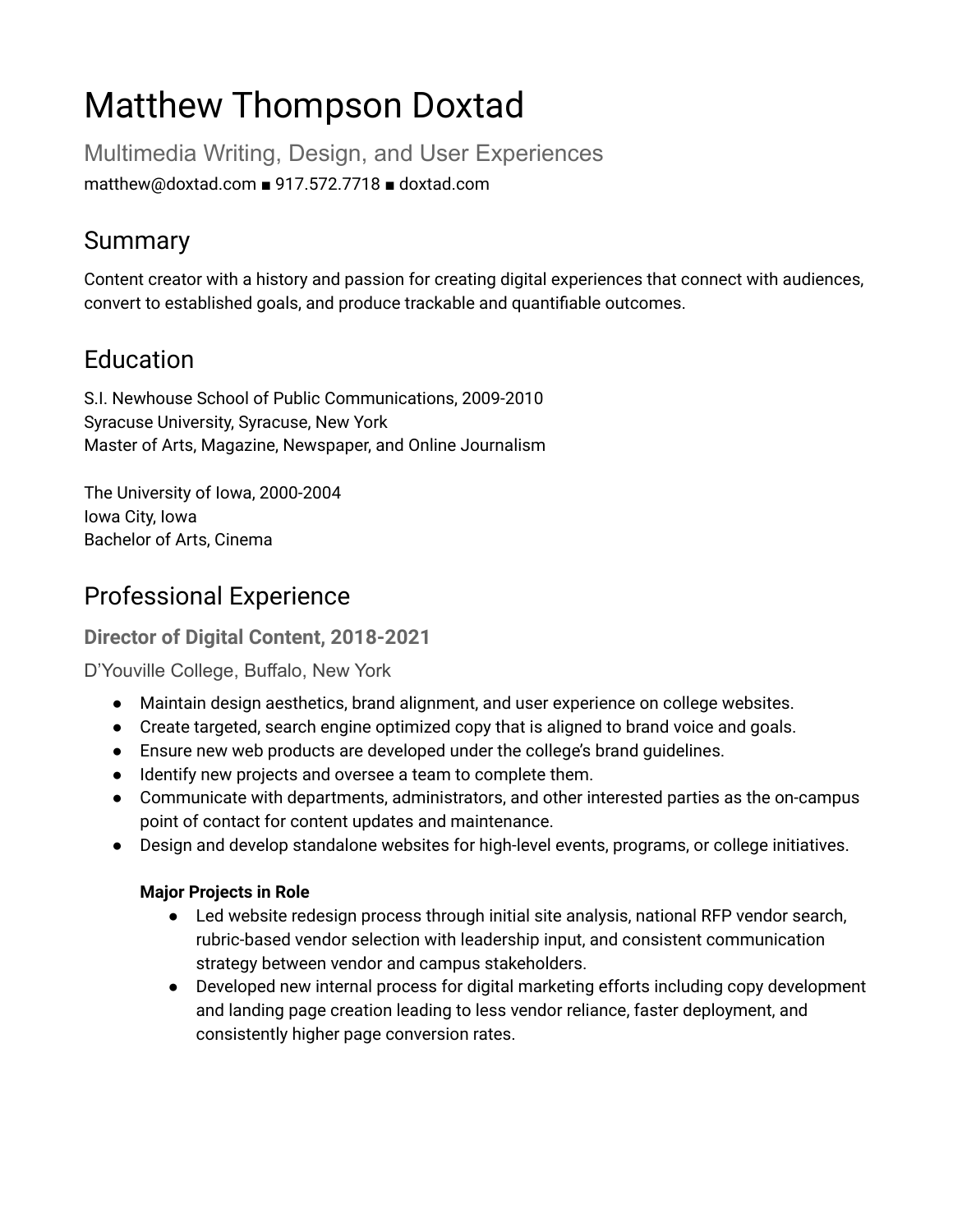# Matthew Thompson Doxtad

Multimedia Writing, Design, and User Experiences

matthew@doxtad.com ■ 917.572.7718 ■ doxtad.com

## Summary

Content creator with a history and passion for creating digital experiences that connect with audiences, convert to established goals, and produce trackable and quantifiable outcomes.

## Education

S.I. Newhouse School of Public Communications, 2009-2010
Syracuse University, Syracuse, New York
Master of Arts, Magazine, Newspaper, and Online Journalism

The University of Iowa, 2000-2004
Iowa City, Iowa
Bachelor of Arts, Cinema

## Professional Experience

### Director of Digital Content, 2018-2021

D'Youville College, Buffalo, New York

- Maintain design aesthetics, brand alignment, and user experience on college websites.
- Create targeted, search engine optimized copy that is aligned to brand voice and goals.
- Ensure new web products are developed under the college's brand guidelines.
- Identify new projects and oversee a team to complete them.
- Communicate with departments, administrators, and other interested parties as the on-campus point of contact for content updates and maintenance.
- Design and develop standalone websites for high-level events, programs, or college initiatives.

**Major Projects in Role**

- Led website redesign process through initial site analysis, national RFP vendor search, rubric-based vendor selection with leadership input, and consistent communication strategy between vendor and campus stakeholders.
- Developed new internal process for digital marketing efforts including copy development and landing page creation leading to less vendor reliance, faster deployment, and consistently higher page conversion rates.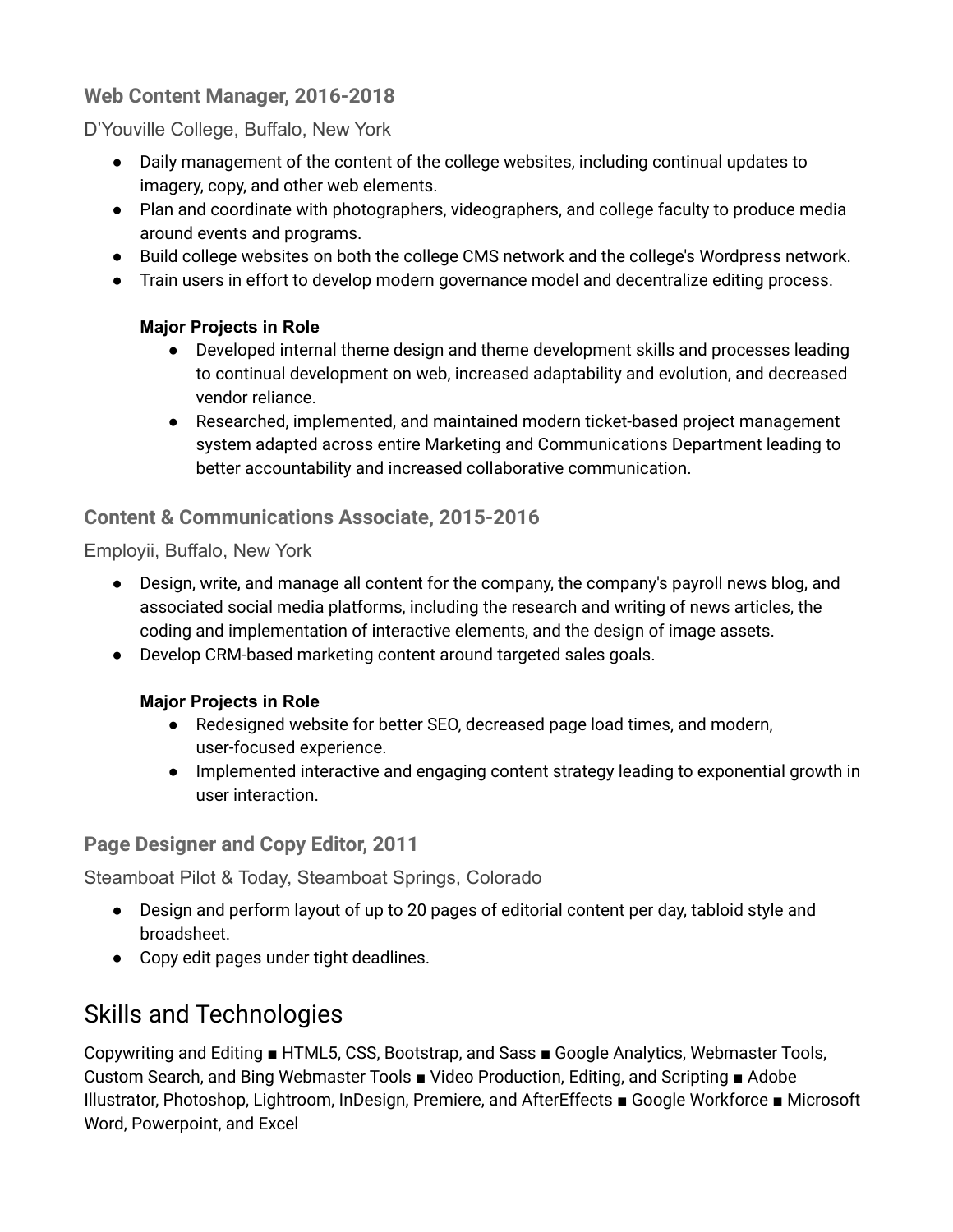### Web Content Manager, 2016-2018

D'Youville College, Buffalo, New York

- Daily management of the content of the college websites, including continual updates to imagery, copy, and other web elements.
- Plan and coordinate with photographers, videographers, and college faculty to produce media around events and programs.
- Build college websites on both the college CMS network and the college's Wordpress network.
- Train users in effort to develop modern governance model and decentralize editing process.

**Major Projects in Role**

- Developed internal theme design and theme development skills and processes leading to continual development on web, increased adaptability and evolution, and decreased vendor reliance.
- Researched, implemented, and maintained modern ticket-based project management system adapted across entire Marketing and Communications Department leading to better accountability and increased collaborative communication.

### Content & Communications Associate, 2015-2016

Employii, Buffalo, New York

- Design, write, and manage all content for the company, the company's payroll news blog, and associated social media platforms, including the research and writing of news articles, the coding and implementation of interactive elements, and the design of image assets.
- Develop CRM-based marketing content around targeted sales goals.

**Major Projects in Role**

- Redesigned website for better SEO, decreased page load times, and modern, user-focused experience.
- Implemented interactive and engaging content strategy leading to exponential growth in user interaction.

### Page Designer and Copy Editor, 2011

Steamboat Pilot & Today, Steamboat Springs, Colorado

- Design and perform layout of up to 20 pages of editorial content per day, tabloid style and broadsheet.
- Copy edit pages under tight deadlines.

## Skills and Technologies

Copywriting and Editing ■ HTML5, CSS, Bootstrap, and Sass ■ Google Analytics, Webmaster Tools, Custom Search, and Bing Webmaster Tools ■ Video Production, Editing, and Scripting ■ Adobe Illustrator, Photoshop, Lightroom, InDesign, Premiere, and AfterEffects ■ Google Workforce ■ Microsoft Word, Powerpoint, and Excel